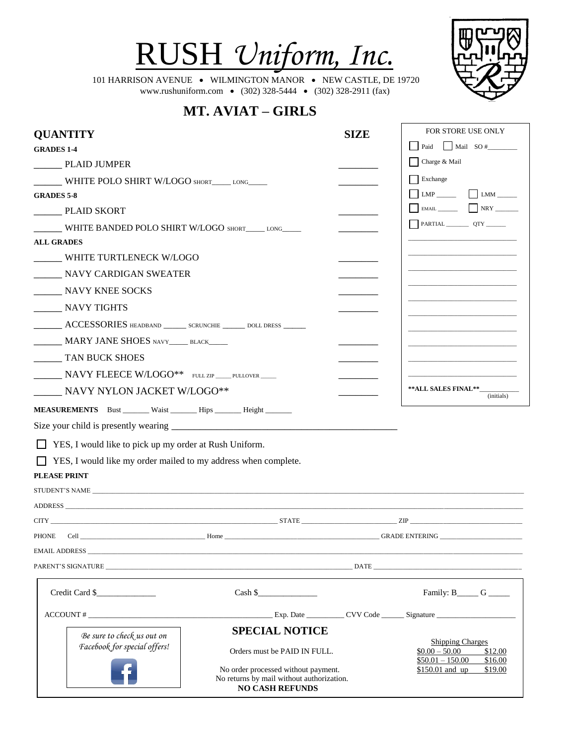# RUSH *Uniform, Inc.*

101 HARRISON AVENUE • WILMINGTON MANOR • NEW CASTLE, DE 19720
www.rushuniform.com • (302) 328-5444 • (302) 328-2911 (fax)

## MT. AVIAT – GIRLS

| QUANTITY | SIZE |
|---|---|
| **GRADES 1-4** | |
| ______ PLAID JUMPER | ________ |
| ______ WHITE POLO SHIRT W/LOGO SHORT_____ LONG_____ | ________ |
| **GRADES 5-8** | |
| ______ PLAID SKORT | ________ |
| ______ WHITE BANDED POLO SHIRT W/LOGO SHORT_____ LONG_____ | ________ |
| **ALL GRADES** | |
| ______ WHITE TURTLENECK W/LOGO | ________ |
| ______ NAVY CARDIGAN SWEATER | ________ |
| ______ NAVY KNEE SOCKS | ________ |
| ______ NAVY TIGHTS | ________ |
| ______ ACCESSORIES HEADBAND ______ SCRUNCHIE ______ DOLL DRESS ______ | |
| ______ MARY JANE SHOES NAVY_____ BLACK_____ | ________ |
| ______ TAN BUCK SHOES | ________ |
| ______ NAVY FLEECE W/LOGO** FULL ZIP _____ PULLOVER _____ | ________ |
| ______ NAVY NYLON JACKET W/LOGO** | ________ |

FOR STORE USE ONLY

- ☐ Paid ☐ Mail SO #________
- ☐ Charge & Mail
- ☐ Exchange
- ☐ LMP _____ ☐ LMM ______
- ☐ EMAIL ______ ☐ NRY _______
- ☐ PARTIAL _______ QTY ______

**ALL SALES FINAL**___________ (initials)

**MEASUREMENTS** Bust _______ Waist _______ Hips _______ Height _______

Size your child is presently wearing ______________________________

☐ YES, I would like to pick up my order at Rush Uniform.

☐ YES, I would like my order mailed to my address when complete.

**PLEASE PRINT**

STUDENT'S NAME ______________________________

ADDRESS ______________________________

CITY ______________________ STATE ______________ ZIP ______________

PHONE Cell ______________ Home ______________ GRADE ENTERING ______________

EMAIL ADDRESS ______________________________

PARENT'S SIGNATURE ______________________ DATE ______________

Credit Card $______________ Cash $______________ Family: B_____ G _____

ACCOUNT # ______________________ Exp. Date __________ CVV Code ______ Signature ____________________

*Be sure to check us out on Facebook for special offers!*

**SPECIAL NOTICE**

Orders must be PAID IN FULL.

No order processed without payment.
No returns by mail without authorization.
**NO CASH REFUNDS**

| Shipping Charges | |
|---|---|
| $0.00 – 50.00 | $12.00 |
| $50.01 – 150.00 | $16.00 |
| $150.01 and up | $19.00 |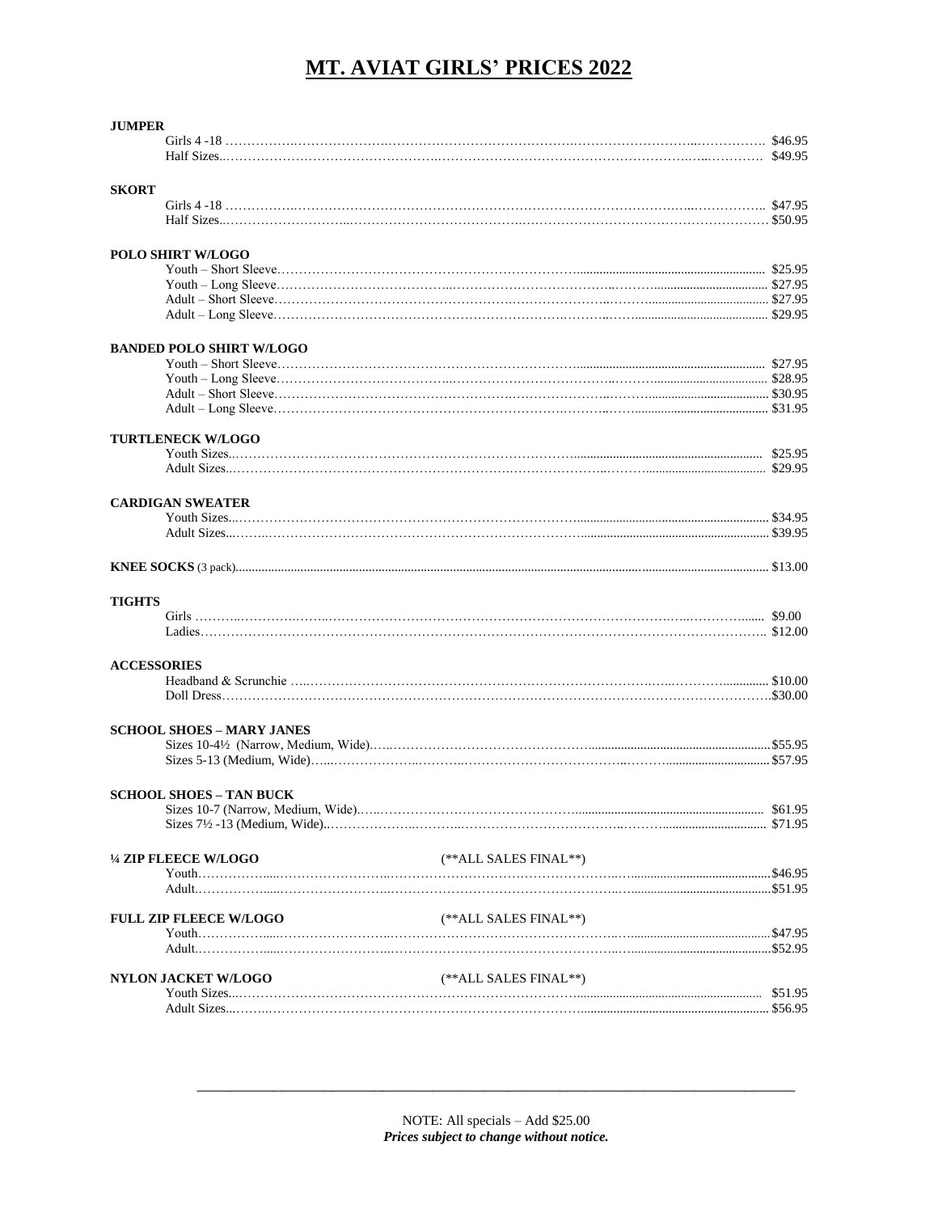# MT. AVIAT GIRLS' PRICES 2022

**JUMPER**

| | |
|---|---|
| Girls 4 -18 | $46.95 |
| Half Sizes | $49.95 |

**SKORT**

| | |
|---|---|
| Girls 4 -18 | $47.95 |
| Half Sizes | $50.95 |

**POLO SHIRT W/LOGO**

| | |
|---|---|
| Youth – Short Sleeve | $25.95 |
| Youth – Long Sleeve | $27.95 |
| Adult – Short Sleeve | $27.95 |
| Adult – Long Sleeve | $29.95 |

**BANDED POLO SHIRT W/LOGO**

| | |
|---|---|
| Youth – Short Sleeve | $27.95 |
| Youth – Long Sleeve | $28.95 |
| Adult – Short Sleeve | $30.95 |
| Adult – Long Sleeve | $31.95 |

**TURTLENECK W/LOGO**

| | |
|---|---|
| Youth Sizes | $25.95 |
| Adult Sizes | $29.95 |

**CARDIGAN SWEATER**

| | |
|---|---|
| Youth Sizes | $34.95 |
| Adult Sizes | $39.95 |

**KNEE SOCKS** (3 pack) ........ $13.00

**TIGHTS**

| | |
|---|---|
| Girls | $9.00 |
| Ladies | $12.00 |

**ACCESSORIES**

| | |
|---|---|
| Headband & Scrunchie | $10.00 |
| Doll Dress | $30.00 |

**SCHOOL SHOES – MARY JANES**

| | |
|---|---|
| Sizes 10-4½ (Narrow, Medium, Wide) | $55.95 |
| Sizes 5-13 (Medium, Wide) | $57.95 |

**SCHOOL SHOES – TAN BUCK**

| | |
|---|---|
| Sizes 10-7 (Narrow, Medium, Wide) | $61.95 |
| Sizes 7½ -13 (Medium, Wide) | $71.95 |

**¼ ZIP FLEECE W/LOGO** (**ALL SALES FINAL**)

| | |
|---|---|
| Youth | $46.95 |
| Adult | $51.95 |

**FULL ZIP FLEECE W/LOGO** (**ALL SALES FINAL**)

| | |
|---|---|
| Youth | $47.95 |
| Adult | $52.95 |

**NYLON JACKET W/LOGO** (**ALL SALES FINAL**)

| | |
|---|---|
| Youth Sizes | $51.95 |
| Adult Sizes | $56.95 |

---

NOTE: All specials – Add $25.00

***Prices subject to change without notice.***